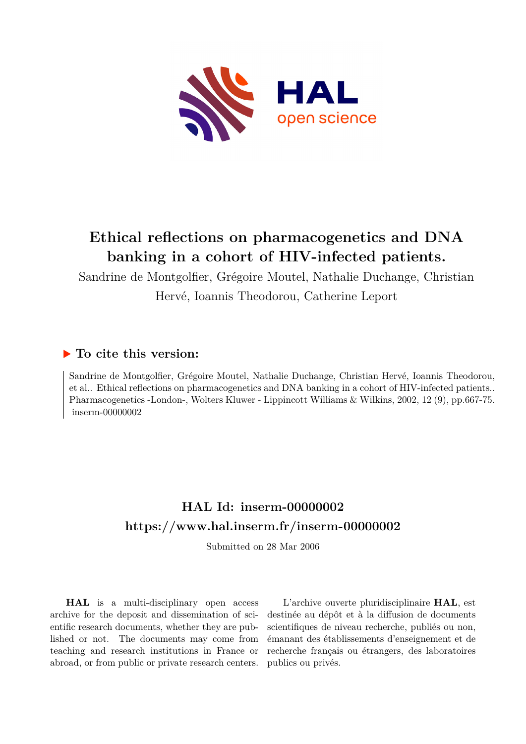# Ethical reflections on pharmacogenetics and DNA banking in a cohort of HIV-infected patients.

Sandrine de Montgolfier, Grégoire Moutel, Nathalie Duchange, Christian Hervé, Ioannis Theodorou, Catherine Leport

## ▶ To cite this version:

Sandrine de Montgolfier, Grégoire Moutel, Nathalie Duchange, Christian Hervé, Ioannis Theodorou, et al.. Ethical reflections on pharmacogenetics and DNA banking in a cohort of HIV-infected patients.. Pharmacogenetics -London-, Wolters Kluwer - Lippincott Williams & Wilkins, 2002, 12 (9), pp.667-75. inserm-00000002

## HAL Id: inserm-00000002
## https://www.hal.inserm.fr/inserm-00000002

Submitted on 28 Mar 2006

**HAL** is a multi-disciplinary open access archive for the deposit and dissemination of scientific research documents, whether they are published or not. The documents may come from teaching and research institutions in France or abroad, or from public or private research centers.

L'archive ouverte pluridisciplinaire **HAL**, est destinée au dépôt et à la diffusion de documents scientifiques de niveau recherche, publiés ou non, émanant des établissements d'enseignement et de recherche français ou étrangers, des laboratoires publics ou privés.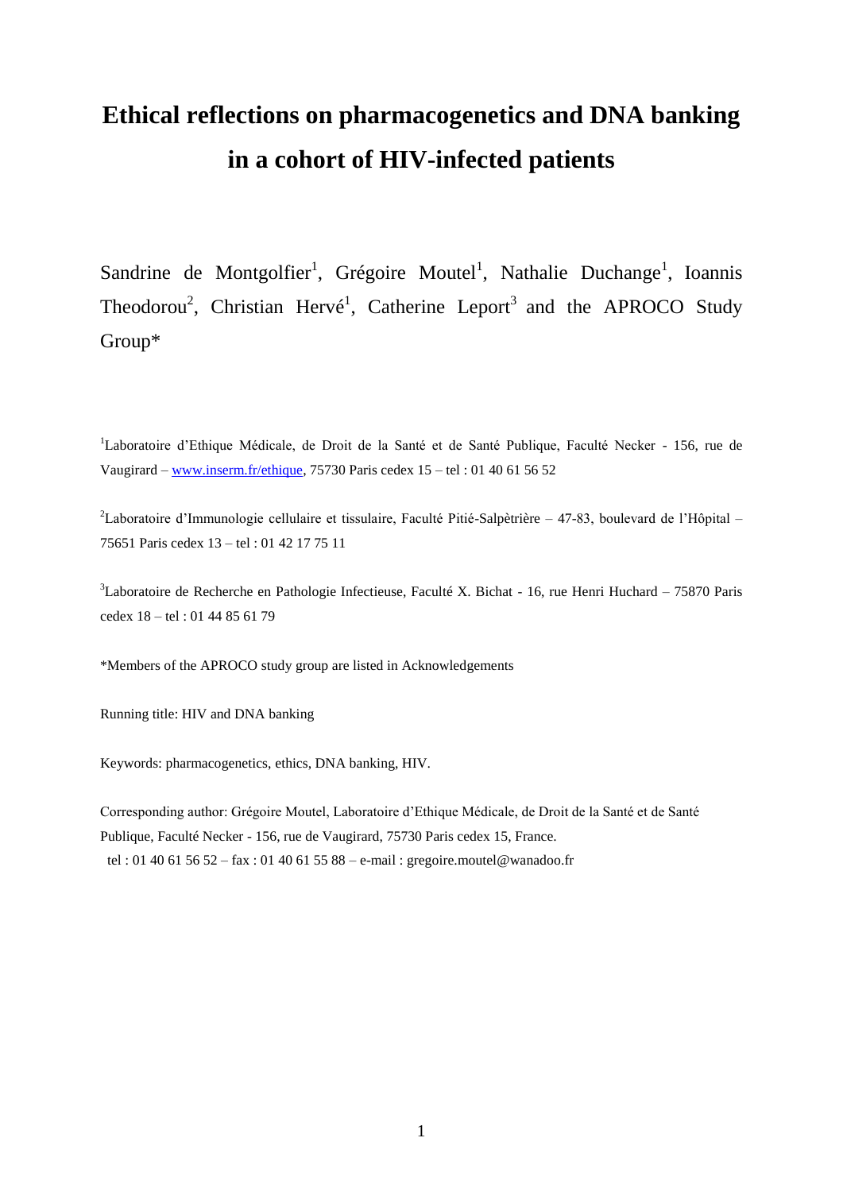# Ethical reflections on pharmacogenetics and DNA banking in a cohort of HIV-infected patients

Sandrine de Montgolfier[1], Grégoire Moutel[1], Nathalie Duchange[1], Ioannis Theodorou[2], Christian Hervé[1], Catherine Leport[3] and the APROCO Study Group*

[1]Laboratoire d'Ethique Médicale, de Droit de la Santé et de Santé Publique, Faculté Necker - 156, rue de Vaugirard – www.inserm.fr/ethique, 75730 Paris cedex 15 – tel : 01 40 61 56 52

[2]Laboratoire d'Immunologie cellulaire et tissulaire, Faculté Pitié-Salpètrière – 47-83, boulevard de l'Hôpital – 75651 Paris cedex 13 – tel : 01 42 17 75 11

[3]Laboratoire de Recherche en Pathologie Infectieuse, Faculté X. Bichat - 16, rue Henri Huchard – 75870 Paris cedex 18 – tel : 01 44 85 61 79

*Members of the APROCO study group are listed in Acknowledgements

Running title: HIV and DNA banking

Keywords: pharmacogenetics, ethics, DNA banking, HIV.

Corresponding author: Grégoire Moutel, Laboratoire d'Ethique Médicale, de Droit de la Santé et de Santé Publique, Faculté Necker - 156, rue de Vaugirard, 75730 Paris cedex 15, France.
tel : 01 40 61 56 52 – fax : 01 40 61 55 88 – e-mail : gregoire.moutel@wanadoo.fr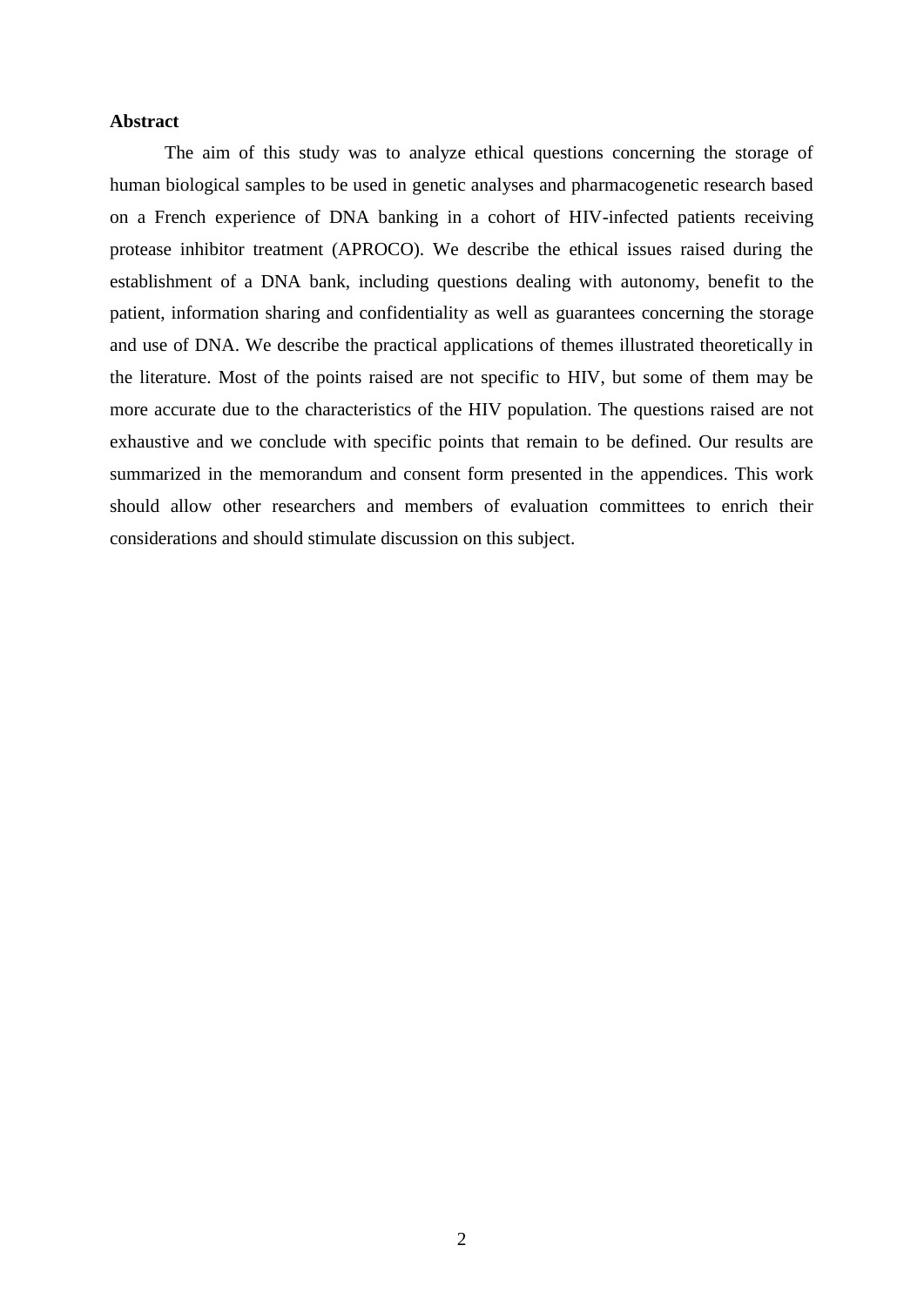**Abstract**

The aim of this study was to analyze ethical questions concerning the storage of human biological samples to be used in genetic analyses and pharmacogenetic research based on a French experience of DNA banking in a cohort of HIV-infected patients receiving protease inhibitor treatment (APROCO). We describe the ethical issues raised during the establishment of a DNA bank, including questions dealing with autonomy, benefit to the patient, information sharing and confidentiality as well as guarantees concerning the storage and use of DNA. We describe the practical applications of themes illustrated theoretically in the literature. Most of the points raised are not specific to HIV, but some of them may be more accurate due to the characteristics of the HIV population. The questions raised are not exhaustive and we conclude with specific points that remain to be defined. Our results are summarized in the memorandum and consent form presented in the appendices. This work should allow other researchers and members of evaluation committees to enrich their considerations and should stimulate discussion on this subject.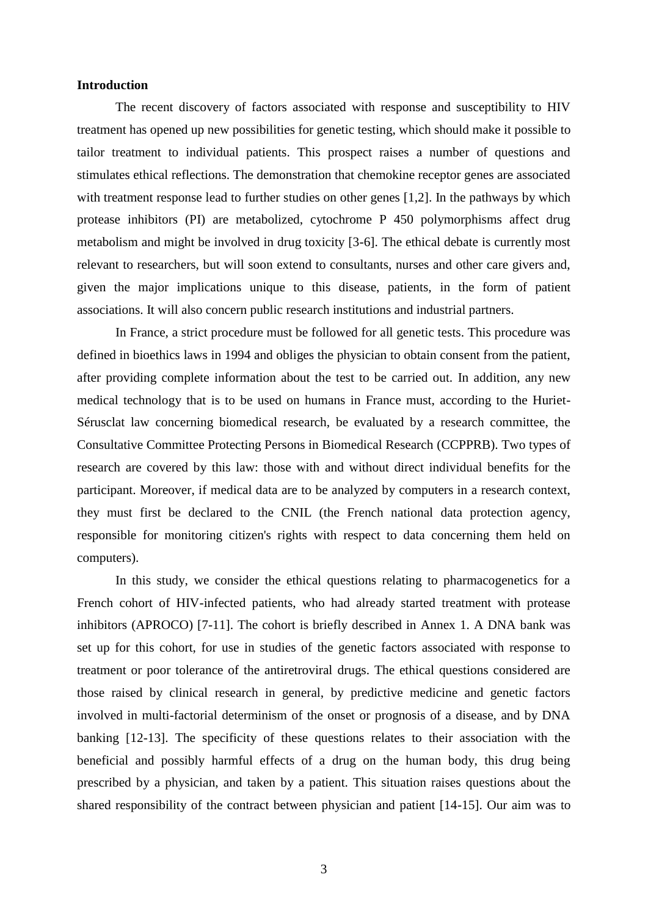**Introduction**

The recent discovery of factors associated with response and susceptibility to HIV treatment has opened up new possibilities for genetic testing, which should make it possible to tailor treatment to individual patients. This prospect raises a number of questions and stimulates ethical reflections. The demonstration that chemokine receptor genes are associated with treatment response lead to further studies on other genes [1,2]. In the pathways by which protease inhibitors (PI) are metabolized, cytochrome P 450 polymorphisms affect drug metabolism and might be involved in drug toxicity [3-6]. The ethical debate is currently most relevant to researchers, but will soon extend to consultants, nurses and other care givers and, given the major implications unique to this disease, patients, in the form of patient associations. It will also concern public research institutions and industrial partners.

In France, a strict procedure must be followed for all genetic tests. This procedure was defined in bioethics laws in 1994 and obliges the physician to obtain consent from the patient, after providing complete information about the test to be carried out. In addition, any new medical technology that is to be used on humans in France must, according to the Huriet-Sérusclat law concerning biomedical research, be evaluated by a research committee, the Consultative Committee Protecting Persons in Biomedical Research (CCPPRB). Two types of research are covered by this law: those with and without direct individual benefits for the participant. Moreover, if medical data are to be analyzed by computers in a research context, they must first be declared to the CNIL (the French national data protection agency, responsible for monitoring citizen's rights with respect to data concerning them held on computers).

In this study, we consider the ethical questions relating to pharmacogenetics for a French cohort of HIV-infected patients, who had already started treatment with protease inhibitors (APROCO) [7-11]. The cohort is briefly described in Annex 1. A DNA bank was set up for this cohort, for use in studies of the genetic factors associated with response to treatment or poor tolerance of the antiretroviral drugs. The ethical questions considered are those raised by clinical research in general, by predictive medicine and genetic factors involved in multi-factorial determinism of the onset or prognosis of a disease, and by DNA banking [12-13]. The specificity of these questions relates to their association with the beneficial and possibly harmful effects of a drug on the human body, this drug being prescribed by a physician, and taken by a patient. This situation raises questions about the shared responsibility of the contract between physician and patient [14-15]. Our aim was to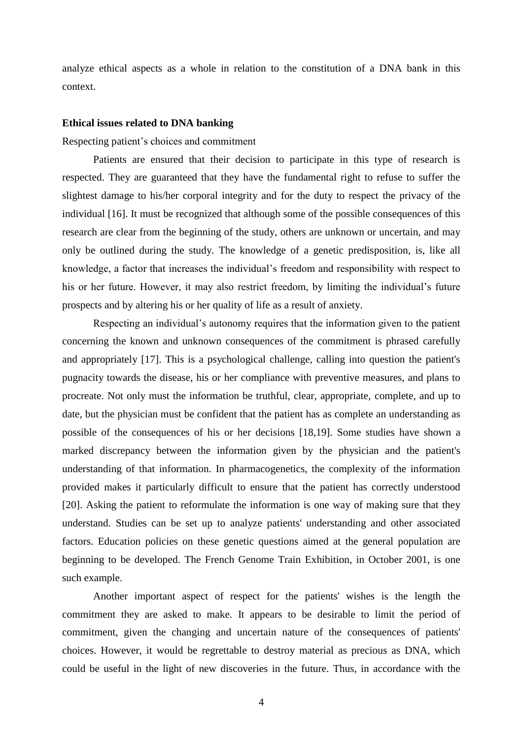analyze ethical aspects as a whole in relation to the constitution of a DNA bank in this context.

## Ethical issues related to DNA banking

Respecting patient's choices and commitment

Patients are ensured that their decision to participate in this type of research is respected. They are guaranteed that they have the fundamental right to refuse to suffer the slightest damage to his/her corporal integrity and for the duty to respect the privacy of the individual [16]. It must be recognized that although some of the possible consequences of this research are clear from the beginning of the study, others are unknown or uncertain, and may only be outlined during the study. The knowledge of a genetic predisposition, is, like all knowledge, a factor that increases the individual's freedom and responsibility with respect to his or her future. However, it may also restrict freedom, by limiting the individual's future prospects and by altering his or her quality of life as a result of anxiety.

Respecting an individual's autonomy requires that the information given to the patient concerning the known and unknown consequences of the commitment is phrased carefully and appropriately [17]. This is a psychological challenge, calling into question the patient's pugnacity towards the disease, his or her compliance with preventive measures, and plans to procreate. Not only must the information be truthful, clear, appropriate, complete, and up to date, but the physician must be confident that the patient has as complete an understanding as possible of the consequences of his or her decisions [18,19]. Some studies have shown a marked discrepancy between the information given by the physician and the patient's understanding of that information. In pharmacogenetics, the complexity of the information provided makes it particularly difficult to ensure that the patient has correctly understood [20]. Asking the patient to reformulate the information is one way of making sure that they understand. Studies can be set up to analyze patients' understanding and other associated factors. Education policies on these genetic questions aimed at the general population are beginning to be developed. The French Genome Train Exhibition, in October 2001, is one such example.

Another important aspect of respect for the patients' wishes is the length the commitment they are asked to make. It appears to be desirable to limit the period of commitment, given the changing and uncertain nature of the consequences of patients' choices. However, it would be regrettable to destroy material as precious as DNA, which could be useful in the light of new discoveries in the future. Thus, in accordance with the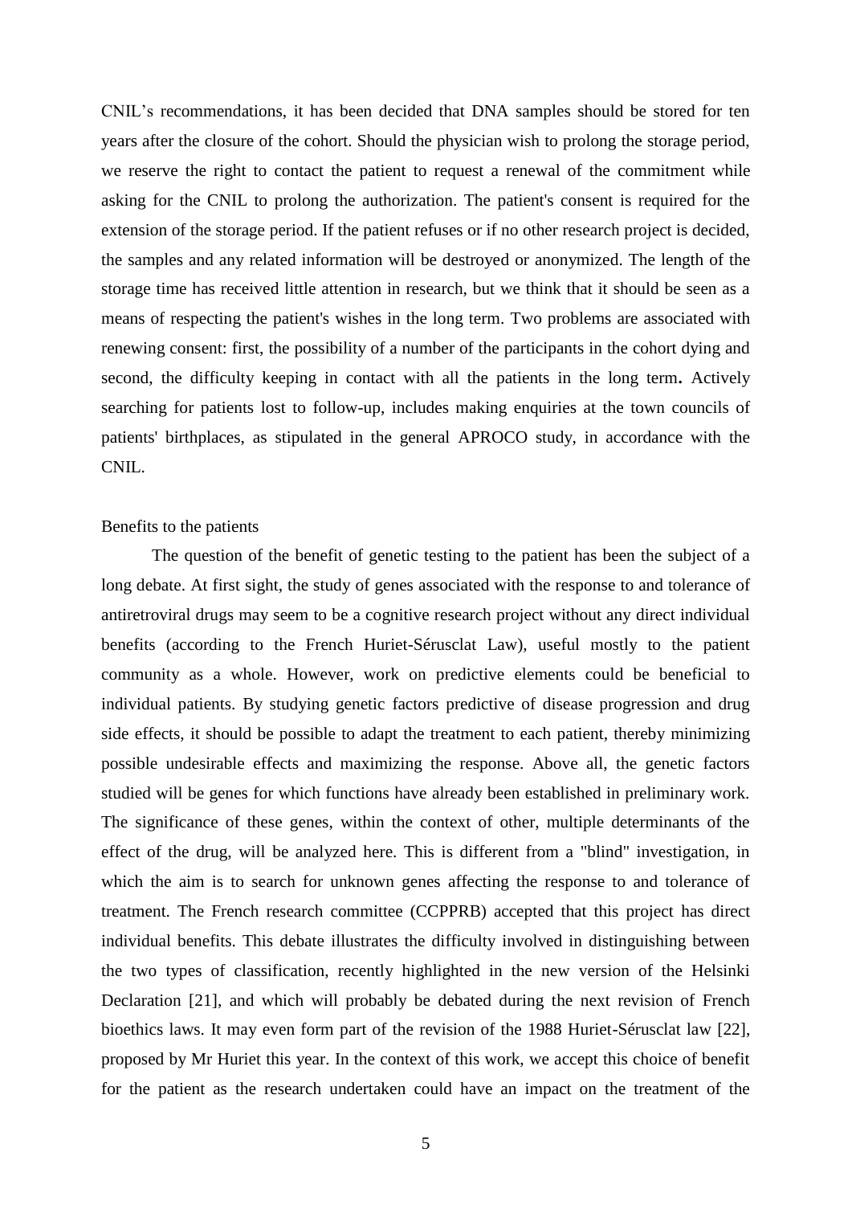CNIL's recommendations, it has been decided that DNA samples should be stored for ten years after the closure of the cohort. Should the physician wish to prolong the storage period, we reserve the right to contact the patient to request a renewal of the commitment while asking for the CNIL to prolong the authorization. The patient's consent is required for the extension of the storage period. If the patient refuses or if no other research project is decided, the samples and any related information will be destroyed or anonymized. The length of the storage time has received little attention in research, but we think that it should be seen as a means of respecting the patient's wishes in the long term. Two problems are associated with renewing consent: first, the possibility of a number of the participants in the cohort dying and second, the difficulty keeping in contact with all the patients in the long term**.** Actively searching for patients lost to follow-up, includes making enquiries at the town councils of patients' birthplaces, as stipulated in the general APROCO study, in accordance with the CNIL.

Benefits to the patients

The question of the benefit of genetic testing to the patient has been the subject of a long debate. At first sight, the study of genes associated with the response to and tolerance of antiretroviral drugs may seem to be a cognitive research project without any direct individual benefits (according to the French Huriet-Sérusclat Law), useful mostly to the patient community as a whole. However, work on predictive elements could be beneficial to individual patients. By studying genetic factors predictive of disease progression and drug side effects, it should be possible to adapt the treatment to each patient, thereby minimizing possible undesirable effects and maximizing the response. Above all, the genetic factors studied will be genes for which functions have already been established in preliminary work. The significance of these genes, within the context of other, multiple determinants of the effect of the drug, will be analyzed here. This is different from a "blind" investigation, in which the aim is to search for unknown genes affecting the response to and tolerance of treatment. The French research committee (CCPPRB) accepted that this project has direct individual benefits. This debate illustrates the difficulty involved in distinguishing between the two types of classification, recently highlighted in the new version of the Helsinki Declaration [21], and which will probably be debated during the next revision of French bioethics laws. It may even form part of the revision of the 1988 Huriet-Sérusclat law [22], proposed by Mr Huriet this year. In the context of this work, we accept this choice of benefit for the patient as the research undertaken could have an impact on the treatment of the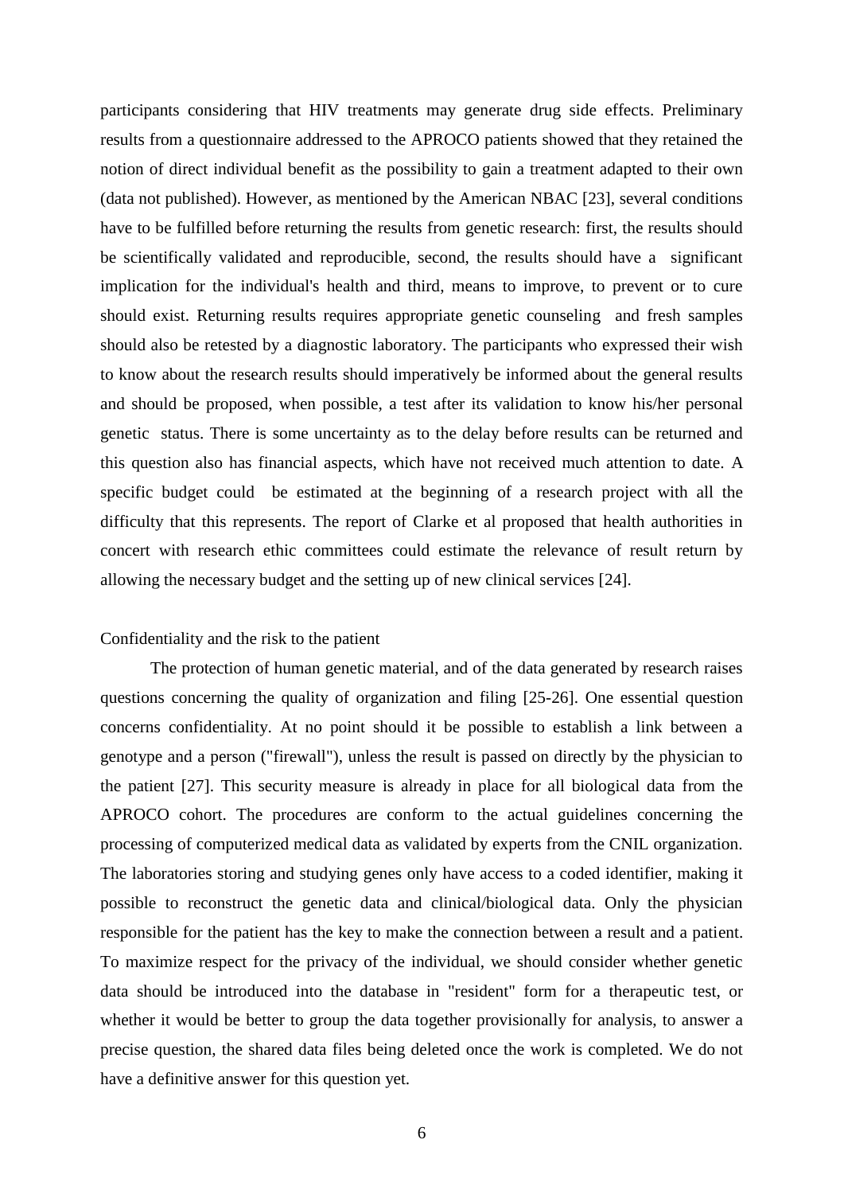participants considering that HIV treatments may generate drug side effects. Preliminary results from a questionnaire addressed to the APROCO patients showed that they retained the notion of direct individual benefit as the possibility to gain a treatment adapted to their own (data not published). However, as mentioned by the American NBAC [23], several conditions have to be fulfilled before returning the results from genetic research: first, the results should be scientifically validated and reproducible, second, the results should have a significant implication for the individual's health and third, means to improve, to prevent or to cure should exist. Returning results requires appropriate genetic counseling and fresh samples should also be retested by a diagnostic laboratory. The participants who expressed their wish to know about the research results should imperatively be informed about the general results and should be proposed, when possible, a test after its validation to know his/her personal genetic status. There is some uncertainty as to the delay before results can be returned and this question also has financial aspects, which have not received much attention to date. A specific budget could be estimated at the beginning of a research project with all the difficulty that this represents. The report of Clarke et al proposed that health authorities in concert with research ethic committees could estimate the relevance of result return by allowing the necessary budget and the setting up of new clinical services [24].

Confidentiality and the risk to the patient

The protection of human genetic material, and of the data generated by research raises questions concerning the quality of organization and filing [25-26]. One essential question concerns confidentiality. At no point should it be possible to establish a link between a genotype and a person ("firewall"), unless the result is passed on directly by the physician to the patient [27]. This security measure is already in place for all biological data from the APROCO cohort. The procedures are conform to the actual guidelines concerning the processing of computerized medical data as validated by experts from the CNIL organization. The laboratories storing and studying genes only have access to a coded identifier, making it possible to reconstruct the genetic data and clinical/biological data. Only the physician responsible for the patient has the key to make the connection between a result and a patient. To maximize respect for the privacy of the individual, we should consider whether genetic data should be introduced into the database in "resident" form for a therapeutic test, or whether it would be better to group the data together provisionally for analysis, to answer a precise question, the shared data files being deleted once the work is completed. We do not have a definitive answer for this question yet.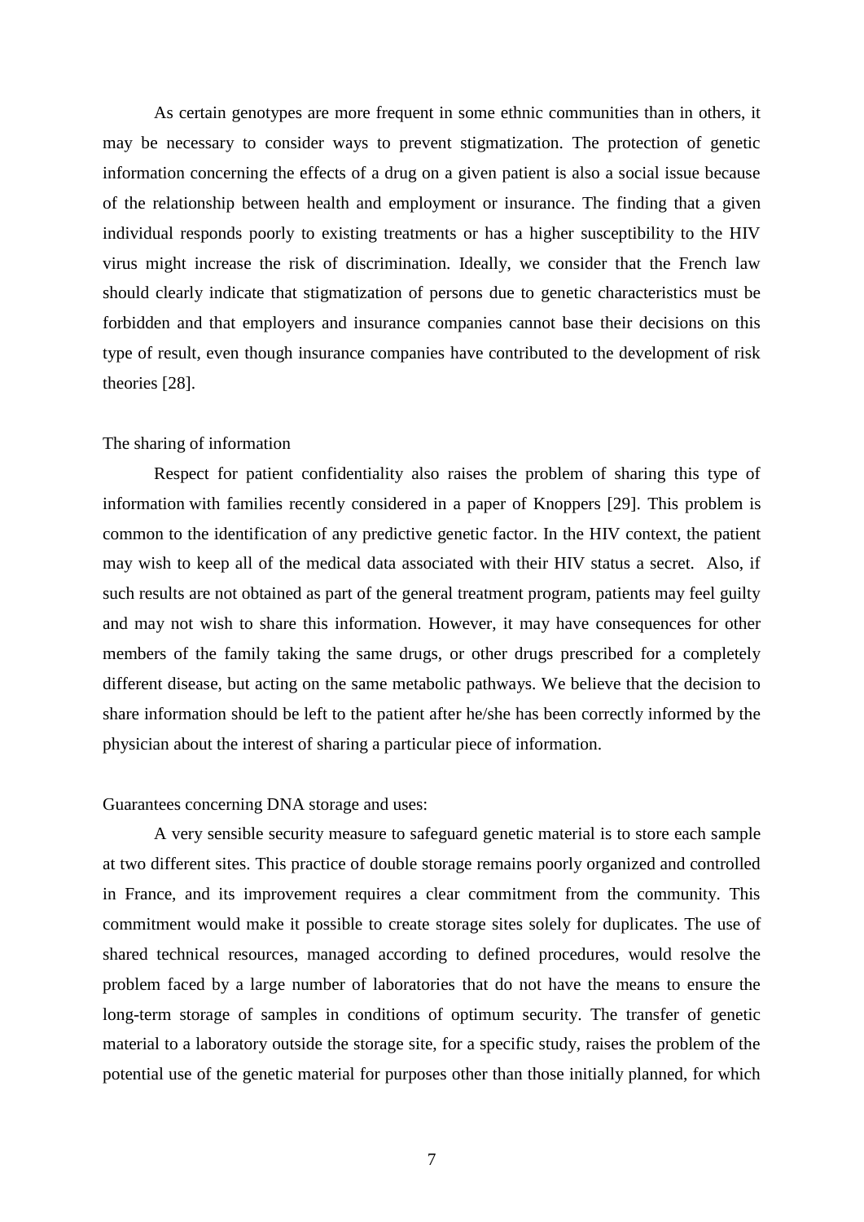As certain genotypes are more frequent in some ethnic communities than in others, it may be necessary to consider ways to prevent stigmatization. The protection of genetic information concerning the effects of a drug on a given patient is also a social issue because of the relationship between health and employment or insurance. The finding that a given individual responds poorly to existing treatments or has a higher susceptibility to the HIV virus might increase the risk of discrimination. Ideally, we consider that the French law should clearly indicate that stigmatization of persons due to genetic characteristics must be forbidden and that employers and insurance companies cannot base their decisions on this type of result, even though insurance companies have contributed to the development of risk theories [28].

### The sharing of information

Respect for patient confidentiality also raises the problem of sharing this type of information with families recently considered in a paper of Knoppers [29]. This problem is common to the identification of any predictive genetic factor. In the HIV context, the patient may wish to keep all of the medical data associated with their HIV status a secret. Also, if such results are not obtained as part of the general treatment program, patients may feel guilty and may not wish to share this information. However, it may have consequences for other members of the family taking the same drugs, or other drugs prescribed for a completely different disease, but acting on the same metabolic pathways. We believe that the decision to share information should be left to the patient after he/she has been correctly informed by the physician about the interest of sharing a particular piece of information.

### Guarantees concerning DNA storage and uses:

A very sensible security measure to safeguard genetic material is to store each sample at two different sites. This practice of double storage remains poorly organized and controlled in France, and its improvement requires a clear commitment from the community. This commitment would make it possible to create storage sites solely for duplicates. The use of shared technical resources, managed according to defined procedures, would resolve the problem faced by a large number of laboratories that do not have the means to ensure the long-term storage of samples in conditions of optimum security. The transfer of genetic material to a laboratory outside the storage site, for a specific study, raises the problem of the potential use of the genetic material for purposes other than those initially planned, for which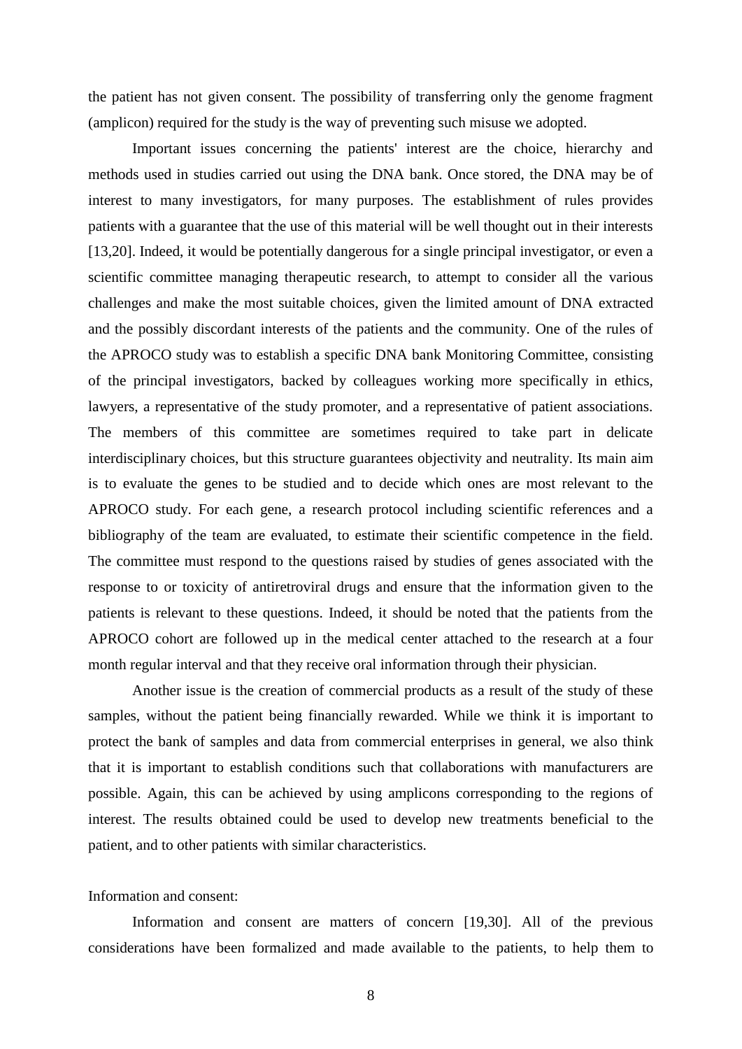the patient has not given consent. The possibility of transferring only the genome fragment (amplicon) required for the study is the way of preventing such misuse we adopted.

Important issues concerning the patients' interest are the choice, hierarchy and methods used in studies carried out using the DNA bank. Once stored, the DNA may be of interest to many investigators, for many purposes. The establishment of rules provides patients with a guarantee that the use of this material will be well thought out in their interests [13,20]. Indeed, it would be potentially dangerous for a single principal investigator, or even a scientific committee managing therapeutic research, to attempt to consider all the various challenges and make the most suitable choices, given the limited amount of DNA extracted and the possibly discordant interests of the patients and the community. One of the rules of the APROCO study was to establish a specific DNA bank Monitoring Committee, consisting of the principal investigators, backed by colleagues working more specifically in ethics, lawyers, a representative of the study promoter, and a representative of patient associations. The members of this committee are sometimes required to take part in delicate interdisciplinary choices, but this structure guarantees objectivity and neutrality. Its main aim is to evaluate the genes to be studied and to decide which ones are most relevant to the APROCO study. For each gene, a research protocol including scientific references and a bibliography of the team are evaluated, to estimate their scientific competence in the field. The committee must respond to the questions raised by studies of genes associated with the response to or toxicity of antiretroviral drugs and ensure that the information given to the patients is relevant to these questions. Indeed, it should be noted that the patients from the APROCO cohort are followed up in the medical center attached to the research at a four month regular interval and that they receive oral information through their physician.

Another issue is the creation of commercial products as a result of the study of these samples, without the patient being financially rewarded. While we think it is important to protect the bank of samples and data from commercial enterprises in general, we also think that it is important to establish conditions such that collaborations with manufacturers are possible. Again, this can be achieved by using amplicons corresponding to the regions of interest. The results obtained could be used to develop new treatments beneficial to the patient, and to other patients with similar characteristics.

Information and consent:

Information and consent are matters of concern [19,30]. All of the previous considerations have been formalized and made available to the patients, to help them to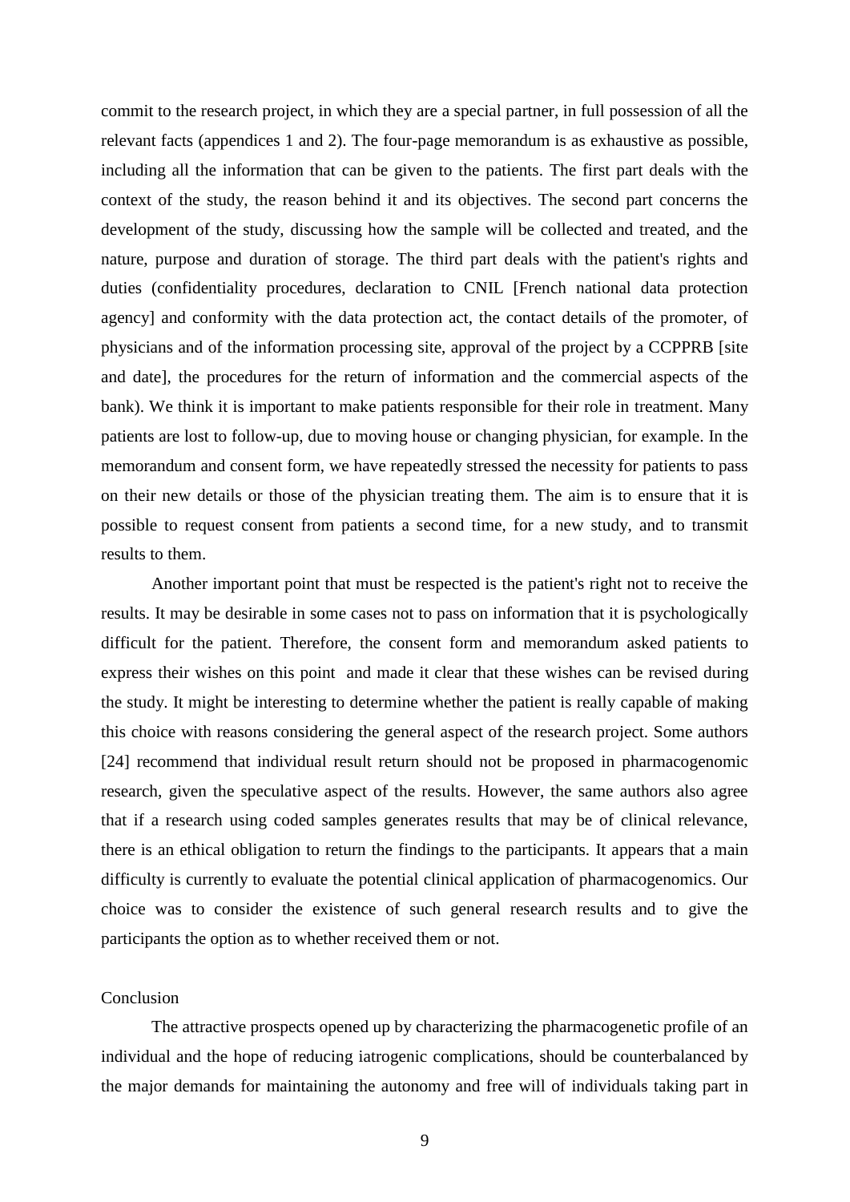commit to the research project, in which they are a special partner, in full possession of all the relevant facts (appendices 1 and 2). The four-page memorandum is as exhaustive as possible, including all the information that can be given to the patients. The first part deals with the context of the study, the reason behind it and its objectives. The second part concerns the development of the study, discussing how the sample will be collected and treated, and the nature, purpose and duration of storage. The third part deals with the patient's rights and duties (confidentiality procedures, declaration to CNIL [French national data protection agency] and conformity with the data protection act, the contact details of the promoter, of physicians and of the information processing site, approval of the project by a CCPPRB [site and date], the procedures for the return of information and the commercial aspects of the bank). We think it is important to make patients responsible for their role in treatment. Many patients are lost to follow-up, due to moving house or changing physician, for example. In the memorandum and consent form, we have repeatedly stressed the necessity for patients to pass on their new details or those of the physician treating them. The aim is to ensure that it is possible to request consent from patients a second time, for a new study, and to transmit results to them.

Another important point that must be respected is the patient's right not to receive the results. It may be desirable in some cases not to pass on information that it is psychologically difficult for the patient. Therefore, the consent form and memorandum asked patients to express their wishes on this point and made it clear that these wishes can be revised during the study. It might be interesting to determine whether the patient is really capable of making this choice with reasons considering the general aspect of the research project. Some authors [24] recommend that individual result return should not be proposed in pharmacogenomic research, given the speculative aspect of the results. However, the same authors also agree that if a research using coded samples generates results that may be of clinical relevance, there is an ethical obligation to return the findings to the participants. It appears that a main difficulty is currently to evaluate the potential clinical application of pharmacogenomics. Our choice was to consider the existence of such general research results and to give the participants the option as to whether received them or not.

## Conclusion

The attractive prospects opened up by characterizing the pharmacogenetic profile of an individual and the hope of reducing iatrogenic complications, should be counterbalanced by the major demands for maintaining the autonomy and free will of individuals taking part in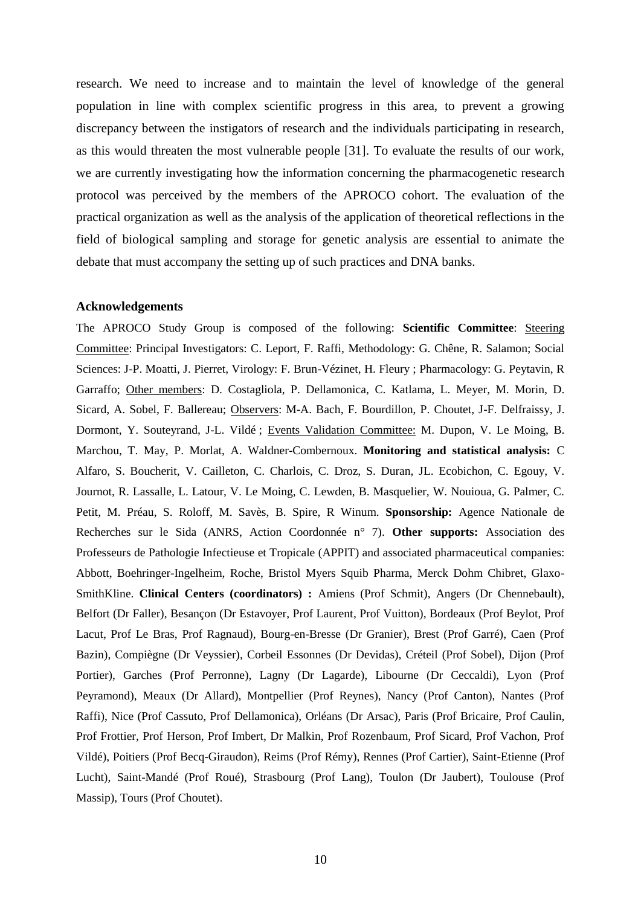research. We need to increase and to maintain the level of knowledge of the general population in line with complex scientific progress in this area, to prevent a growing discrepancy between the instigators of research and the individuals participating in research, as this would threaten the most vulnerable people [31]. To evaluate the results of our work, we are currently investigating how the information concerning the pharmacogenetic research protocol was perceived by the members of the APROCO cohort. The evaluation of the practical organization as well as the analysis of the application of theoretical reflections in the field of biological sampling and storage for genetic analysis are essential to animate the debate that must accompany the setting up of such practices and DNA banks.

### Acknowledgements

The APROCO Study Group is composed of the following: **Scientific Committee**: Steering Committee: Principal Investigators: C. Leport, F. Raffi, Methodology: G. Chêne, R. Salamon; Social Sciences: J-P. Moatti, J. Pierret, Virology: F. Brun-Vézinet, H. Fleury ; Pharmacology: G. Peytavin, R Garraffo; Other members: D. Costagliola, P. Dellamonica, C. Katlama, L. Meyer, M. Morin, D. Sicard, A. Sobel, F. Ballereau; Observers: M-A. Bach, F. Bourdillon, P. Choutet, J-F. Delfraissy, J. Dormont, Y. Souteyrand, J-L. Vildé ; Events Validation Committee: M. Dupon, V. Le Moing, B. Marchou, T. May, P. Morlat, A. Waldner-Combernoux. **Monitoring and statistical analysis:** C Alfaro, S. Boucherit, V. Cailleton, C. Charlois, C. Droz, S. Duran, JL. Ecobichon, C. Egouy, V. Journot, R. Lassalle, L. Latour, V. Le Moing, C. Lewden, B. Masquelier, W. Nouioua, G. Palmer, C. Petit, M. Préau, S. Roloff, M. Savès, B. Spire, R Winum. **Sponsorship:** Agence Nationale de Recherches sur le Sida (ANRS, Action Coordonnée n° 7). **Other supports:** Association des Professeurs de Pathologie Infectieuse et Tropicale (APPIT) and associated pharmaceutical companies: Abbott, Boehringer-Ingelheim, Roche, Bristol Myers Squib Pharma, Merck Dohm Chibret, Glaxo-SmithKline. **Clinical Centers (coordinators) :** Amiens (Prof Schmit), Angers (Dr Chennebault), Belfort (Dr Faller), Besançon (Dr Estavoyer, Prof Laurent, Prof Vuitton), Bordeaux (Prof Beylot, Prof Lacut, Prof Le Bras, Prof Ragnaud), Bourg-en-Bresse (Dr Granier), Brest (Prof Garré), Caen (Prof Bazin), Compiègne (Dr Veyssier), Corbeil Essonnes (Dr Devidas), Créteil (Prof Sobel), Dijon (Prof Portier), Garches (Prof Perronne), Lagny (Dr Lagarde), Libourne (Dr Ceccaldi), Lyon (Prof Peyramond), Meaux (Dr Allard), Montpellier (Prof Reynes), Nancy (Prof Canton), Nantes (Prof Raffi), Nice (Prof Cassuto, Prof Dellamonica), Orléans (Dr Arsac), Paris (Prof Bricaire, Prof Caulin, Prof Frottier, Prof Herson, Prof Imbert, Dr Malkin, Prof Rozenbaum, Prof Sicard, Prof Vachon, Prof Vildé), Poitiers (Prof Becq-Giraudon), Reims (Prof Rémy), Rennes (Prof Cartier), Saint-Etienne (Prof Lucht), Saint-Mandé (Prof Roué), Strasbourg (Prof Lang), Toulon (Dr Jaubert), Toulouse (Prof Massip), Tours (Prof Choutet).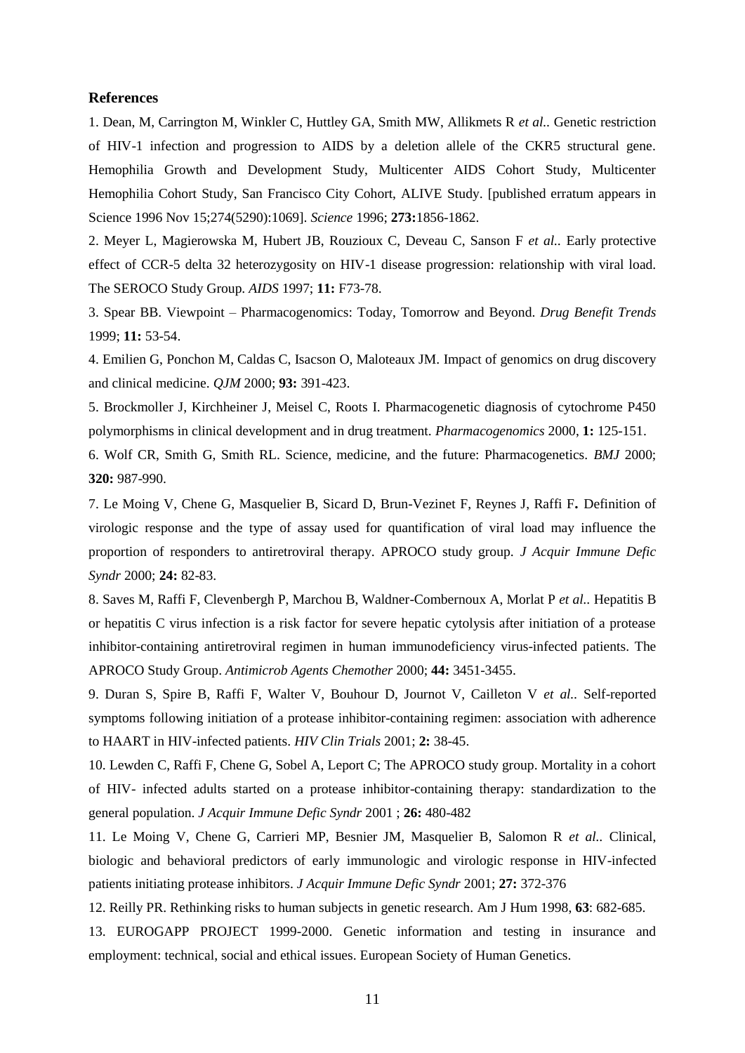**References**

1. Dean, M, Carrington M, Winkler C, Huttley GA, Smith MW, Allikmets R *et al.*. Genetic restriction of HIV-1 infection and progression to AIDS by a deletion allele of the CKR5 structural gene. Hemophilia Growth and Development Study, Multicenter AIDS Cohort Study, Multicenter Hemophilia Cohort Study, San Francisco City Cohort, ALIVE Study. [published erratum appears in Science 1996 Nov 15;274(5290):1069]. *Science* 1996; **273:**1856-1862.

2. Meyer L, Magierowska M, Hubert JB, Rouzioux C, Deveau C, Sanson F *et al.*. Early protective effect of CCR-5 delta 32 heterozygosity on HIV-1 disease progression: relationship with viral load. The SEROCO Study Group. *AIDS* 1997; **11:** F73-78.

3. Spear BB. Viewpoint – Pharmacogenomics: Today, Tomorrow and Beyond. *Drug Benefit Trends* 1999; **11:** 53-54.

4. Emilien G, Ponchon M, Caldas C, Isacson O, Maloteaux JM. Impact of genomics on drug discovery and clinical medicine. *QJM* 2000; **93:** 391-423.

5. Brockmoller J, Kirchheiner J, Meisel C, Roots I. Pharmacogenetic diagnosis of cytochrome P450 polymorphisms in clinical development and in drug treatment. *Pharmacogenomics* 2000, **1:** 125-151.

6. Wolf CR, Smith G, Smith RL. Science, medicine, and the future: Pharmacogenetics. *BMJ* 2000; **320:** 987-990.

7. Le Moing V, Chene G, Masquelier B, Sicard D, Brun-Vezinet F, Reynes J, Raffi F**.** Definition of virologic response and the type of assay used for quantification of viral load may influence the proportion of responders to antiretroviral therapy. APROCO study group. *J Acquir Immune Defic Syndr* 2000; **24:** 82-83.

8. Saves M, Raffi F, Clevenbergh P, Marchou B, Waldner-Combernoux A, Morlat P *et al.*. Hepatitis B or hepatitis C virus infection is a risk factor for severe hepatic cytolysis after initiation of a protease inhibitor-containing antiretroviral regimen in human immunodeficiency virus-infected patients. The APROCO Study Group. *Antimicrob Agents Chemother* 2000; **44:** 3451-3455.

9. Duran S, Spire B, Raffi F, Walter V, Bouhour D, Journot V, Cailleton V *et al.*. Self-reported symptoms following initiation of a protease inhibitor-containing regimen: association with adherence to HAART in HIV-infected patients. *HIV Clin Trials* 2001; **2:** 38-45.

10. Lewden C, Raffi F, Chene G, Sobel A, Leport C; The APROCO study group. Mortality in a cohort of HIV- infected adults started on a protease inhibitor-containing therapy: standardization to the general population. *J Acquir Immune Defic Syndr* 2001 ; **26:** 480-482

11. Le Moing V, Chene G, Carrieri MP, Besnier JM, Masquelier B, Salomon R *et al.*. Clinical, biologic and behavioral predictors of early immunologic and virologic response in HIV-infected patients initiating protease inhibitors. *J Acquir Immune Defic Syndr* 2001; **27:** 372-376

12. Reilly PR. Rethinking risks to human subjects in genetic research. Am J Hum 1998, **63**: 682-685.

13. EUROGAPP PROJECT 1999-2000. Genetic information and testing in insurance and employment: technical, social and ethical issues. European Society of Human Genetics.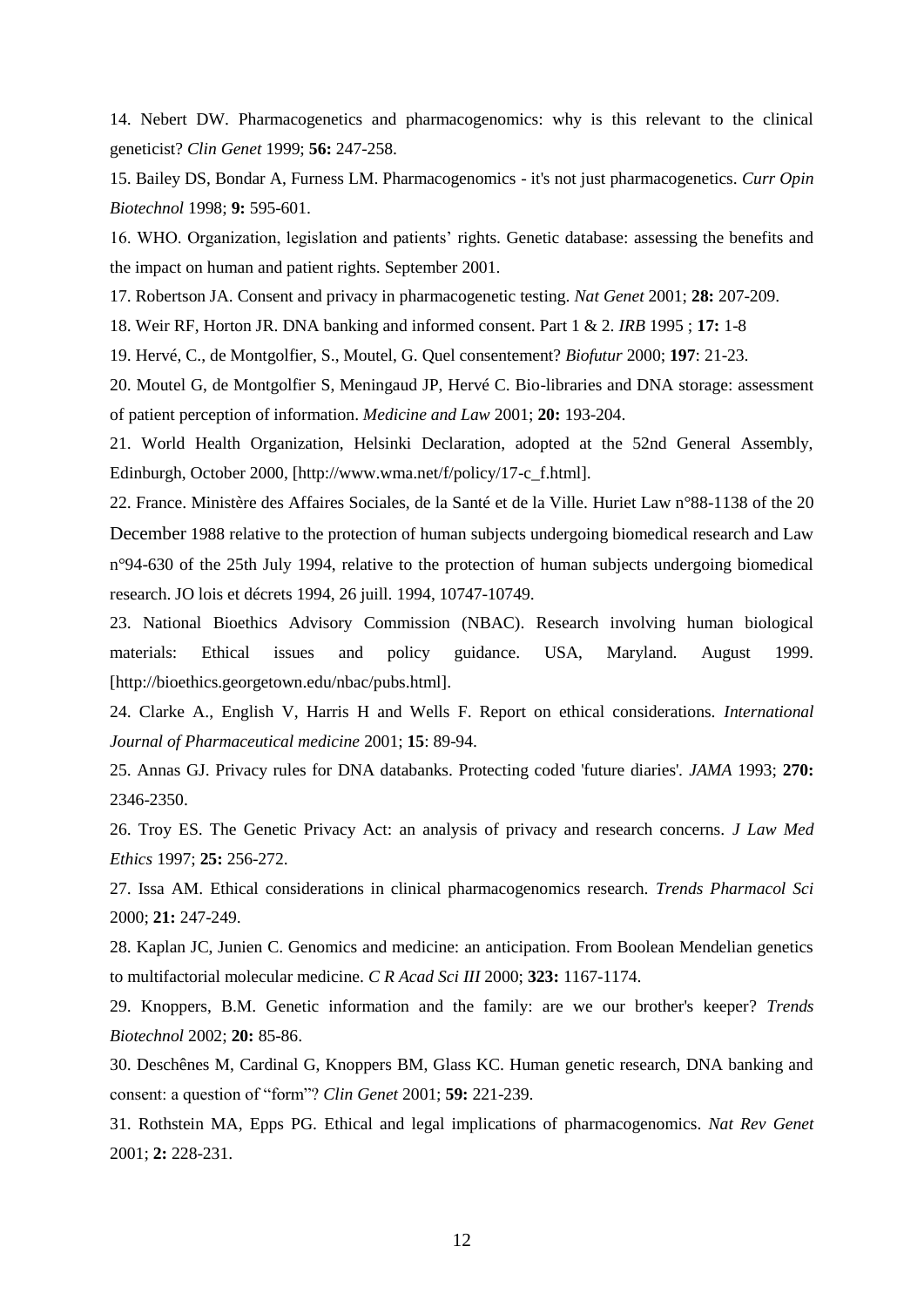14. Nebert DW. Pharmacogenetics and pharmacogenomics: why is this relevant to the clinical geneticist? *Clin Genet* 1999; **56:** 247-258.

15. Bailey DS, Bondar A, Furness LM. Pharmacogenomics - it's not just pharmacogenetics. *Curr Opin Biotechnol* 1998; **9:** 595-601.

16. WHO. Organization, legislation and patients' rights. Genetic database: assessing the benefits and the impact on human and patient rights. September 2001.

17. Robertson JA. Consent and privacy in pharmacogenetic testing. *Nat Genet* 2001; **28:** 207-209.

18. Weir RF, Horton JR. DNA banking and informed consent. Part 1 & 2. *IRB* 1995 ; **17:** 1-8

19. Hervé, C., de Montgolfier, S., Moutel, G. Quel consentement? *Biofutur* 2000; **197**: 21-23.

20. Moutel G, de Montgolfier S, Meningaud JP, Hervé C. Bio-libraries and DNA storage: assessment of patient perception of information. *Medicine and Law* 2001; **20:** 193-204.

21. World Health Organization, Helsinki Declaration, adopted at the 52nd General Assembly, Edinburgh, October 2000, [http://www.wma.net/f/policy/17-c_f.html].

22. France. Ministère des Affaires Sociales, de la Santé et de la Ville. Huriet Law n°88-1138 of the 20 December 1988 relative to the protection of human subjects undergoing biomedical research and Law n°94-630 of the 25th July 1994, relative to the protection of human subjects undergoing biomedical research. JO lois et décrets 1994, 26 juill. 1994, 10747-10749.

23. National Bioethics Advisory Commission (NBAC). Research involving human biological materials: Ethical issues and policy guidance. USA, Maryland. August 1999. [http://bioethics.georgetown.edu/nbac/pubs.html].

24. Clarke A., English V, Harris H and Wells F. Report on ethical considerations. *International Journal of Pharmaceutical medicine* 2001; **15**: 89-94.

25. Annas GJ. Privacy rules for DNA databanks. Protecting coded 'future diaries'. *JAMA* 1993; **270:** 2346-2350.

26. Troy ES. The Genetic Privacy Act: an analysis of privacy and research concerns. *J Law Med Ethics* 1997; **25:** 256-272.

27. Issa AM. Ethical considerations in clinical pharmacogenomics research. *Trends Pharmacol Sci* 2000; **21:** 247-249.

28. Kaplan JC, Junien C. Genomics and medicine: an anticipation. From Boolean Mendelian genetics to multifactorial molecular medicine. *C R Acad Sci III* 2000; **323:** 1167-1174.

29. Knoppers, B.M. Genetic information and the family: are we our brother's keeper? *Trends Biotechnol* 2002; **20:** 85-86.

30. Deschênes M, Cardinal G, Knoppers BM, Glass KC. Human genetic research, DNA banking and consent: a question of "form"? *Clin Genet* 2001; **59:** 221-239.

31. Rothstein MA, Epps PG. Ethical and legal implications of pharmacogenomics. *Nat Rev Genet* 2001; **2:** 228-231.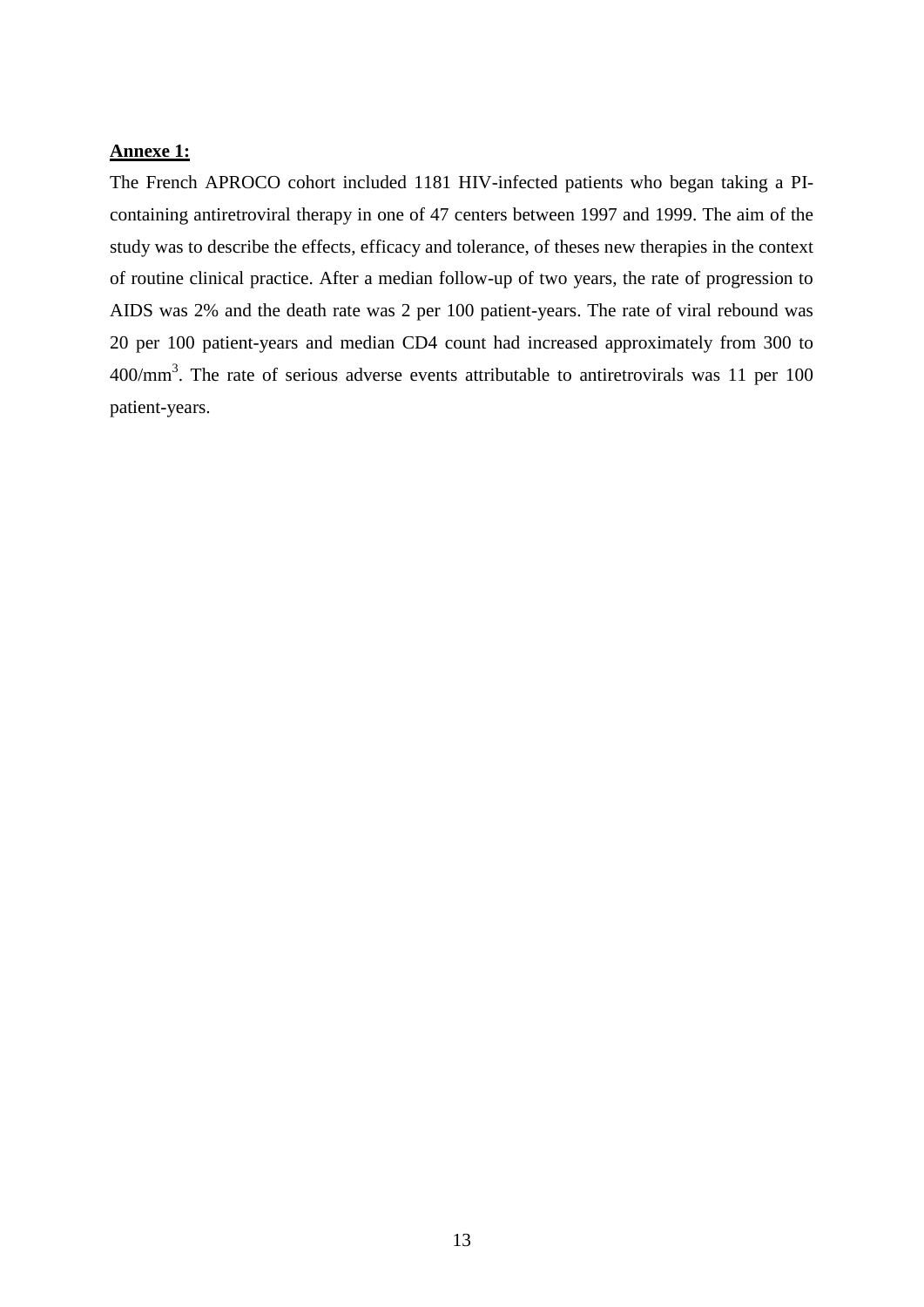**Annexe 1:**

The French APROCO cohort included 1181 HIV-infected patients who began taking a PI-containing antiretroviral therapy in one of 47 centers between 1997 and 1999. The aim of the study was to describe the effects, efficacy and tolerance, of theses new therapies in the context of routine clinical practice. After a median follow-up of two years, the rate of progression to AIDS was 2% and the death rate was 2 per 100 patient-years. The rate of viral rebound was 20 per 100 patient-years and median CD4 count had increased approximately from 300 to 400/$mm^3$. The rate of serious adverse events attributable to antiretrovirals was 11 per 100 patient-years.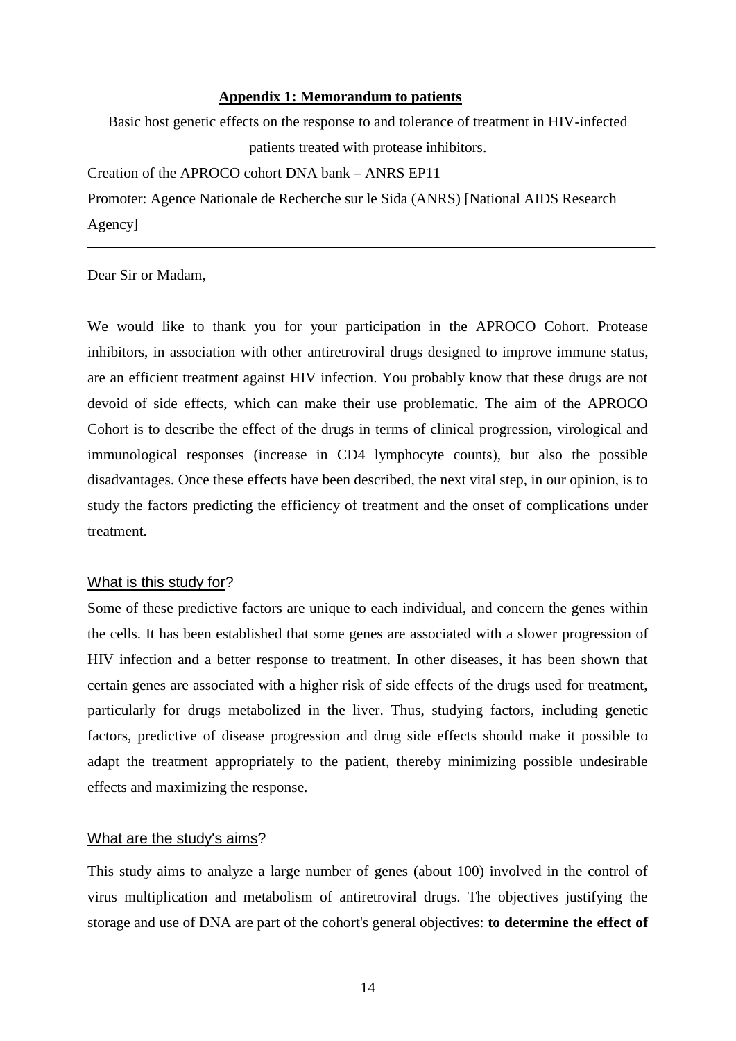## Appendix 1: Memorandum to patients

Basic host genetic effects on the response to and tolerance of treatment in HIV-infected patients treated with protease inhibitors.

Creation of the APROCO cohort DNA bank – ANRS EP11

Promoter: Agence Nationale de Recherche sur le Sida (ANRS) [National AIDS Research Agency]

---

Dear Sir or Madam,

We would like to thank you for your participation in the APROCO Cohort. Protease inhibitors, in association with other antiretroviral drugs designed to improve immune status, are an efficient treatment against HIV infection. You probably know that these drugs are not devoid of side effects, which can make their use problematic. The aim of the APROCO Cohort is to describe the effect of the drugs in terms of clinical progression, virological and immunological responses (increase in CD4 lymphocyte counts), but also the possible disadvantages. Once these effects have been described, the next vital step, in our opinion, is to study the factors predicting the efficiency of treatment and the onset of complications under treatment.

### What is this study for?

Some of these predictive factors are unique to each individual, and concern the genes within the cells. It has been established that some genes are associated with a slower progression of HIV infection and a better response to treatment. In other diseases, it has been shown that certain genes are associated with a higher risk of side effects of the drugs used for treatment, particularly for drugs metabolized in the liver. Thus, studying factors, including genetic factors, predictive of disease progression and drug side effects should make it possible to adapt the treatment appropriately to the patient, thereby minimizing possible undesirable effects and maximizing the response.

### What are the study's aims?

This study aims to analyze a large number of genes (about 100) involved in the control of virus multiplication and metabolism of antiretroviral drugs. The objectives justifying the storage and use of DNA are part of the cohort's general objectives: **to determine the effect of**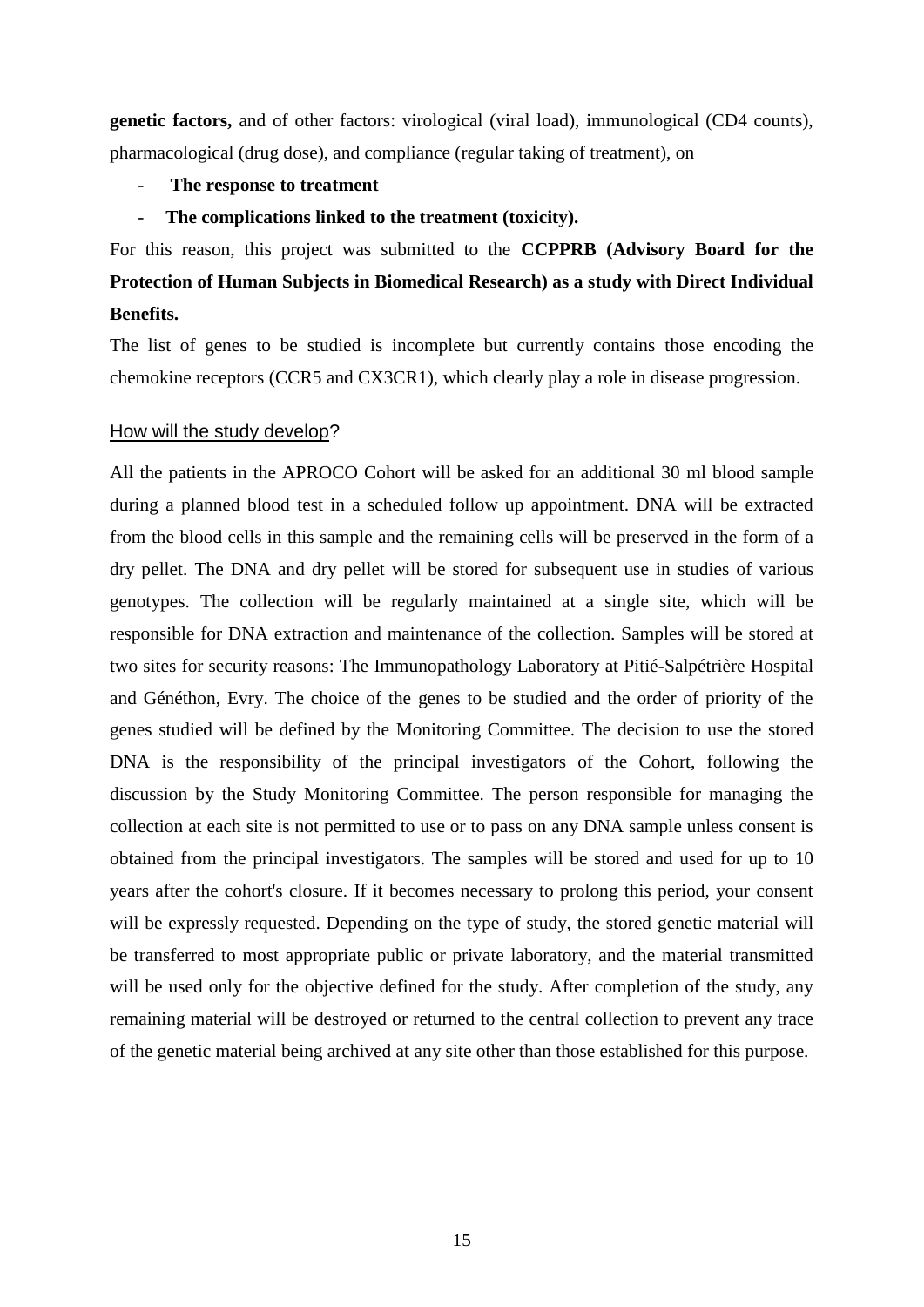**genetic factors,** and of other factors: virological (viral load), immunological (CD4 counts), pharmacological (drug dose), and compliance (regular taking of treatment), on

- **The response to treatment**
- **The complications linked to the treatment (toxicity).**

For this reason, this project was submitted to the **CCPPRB (Advisory Board for the Protection of Human Subjects in Biomedical Research) as a study with Direct Individual Benefits.**

The list of genes to be studied is incomplete but currently contains those encoding the chemokine receptors (CCR5 and CX3CR1), which clearly play a role in disease progression.

## How will the study develop?

All the patients in the APROCO Cohort will be asked for an additional 30 ml blood sample during a planned blood test in a scheduled follow up appointment. DNA will be extracted from the blood cells in this sample and the remaining cells will be preserved in the form of a dry pellet. The DNA and dry pellet will be stored for subsequent use in studies of various genotypes. The collection will be regularly maintained at a single site, which will be responsible for DNA extraction and maintenance of the collection. Samples will be stored at two sites for security reasons: The Immunopathology Laboratory at Pitié-Salpétrière Hospital and Généthon, Evry. The choice of the genes to be studied and the order of priority of the genes studied will be defined by the Monitoring Committee. The decision to use the stored DNA is the responsibility of the principal investigators of the Cohort, following the discussion by the Study Monitoring Committee. The person responsible for managing the collection at each site is not permitted to use or to pass on any DNA sample unless consent is obtained from the principal investigators. The samples will be stored and used for up to 10 years after the cohort's closure. If it becomes necessary to prolong this period, your consent will be expressly requested. Depending on the type of study, the stored genetic material will be transferred to most appropriate public or private laboratory, and the material transmitted will be used only for the objective defined for the study. After completion of the study, any remaining material will be destroyed or returned to the central collection to prevent any trace of the genetic material being archived at any site other than those established for this purpose.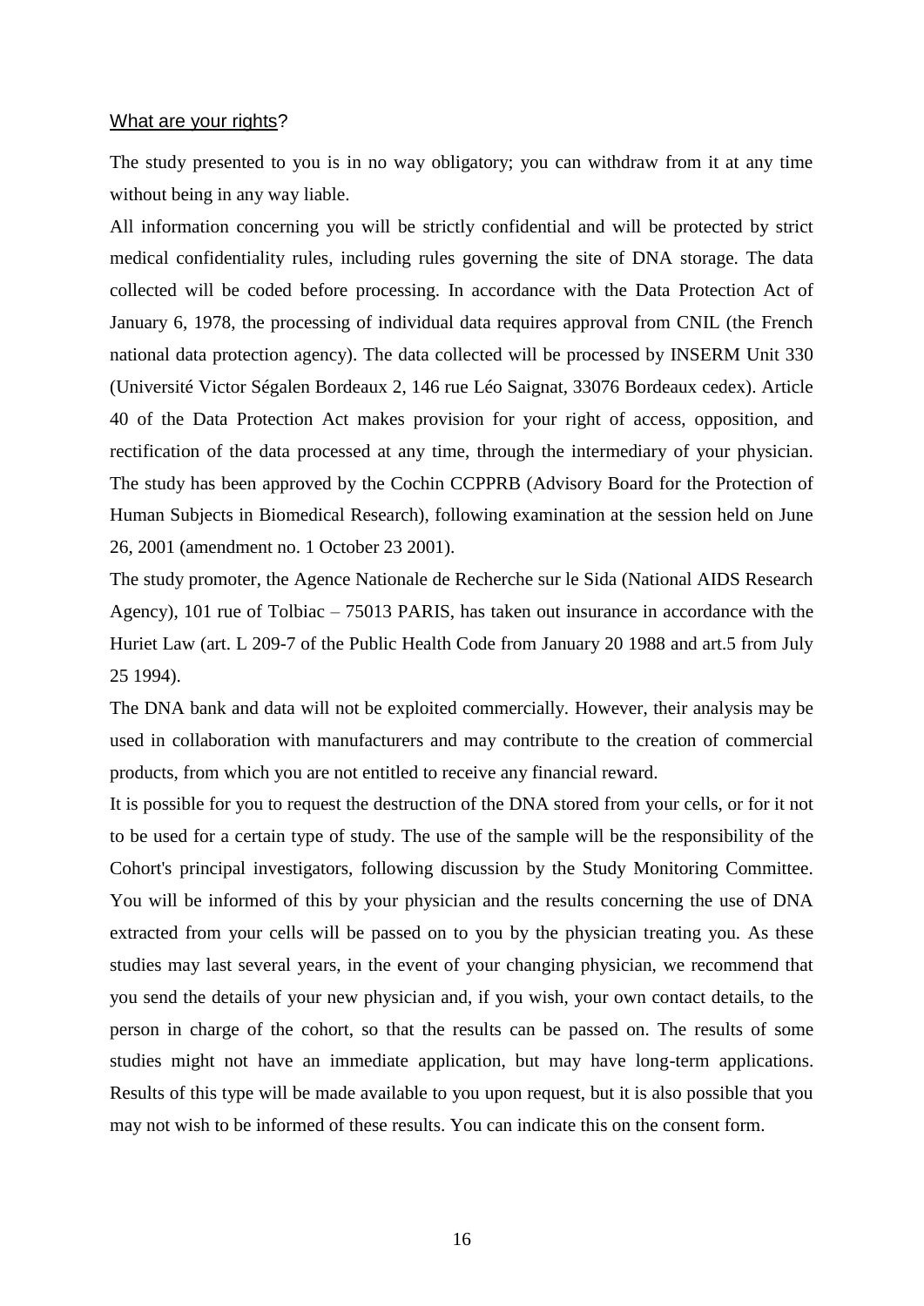What are your rights?

The study presented to you is in no way obligatory; you can withdraw from it at any time without being in any way liable.

All information concerning you will be strictly confidential and will be protected by strict medical confidentiality rules, including rules governing the site of DNA storage. The data collected will be coded before processing. In accordance with the Data Protection Act of January 6, 1978, the processing of individual data requires approval from CNIL (the French national data protection agency). The data collected will be processed by INSERM Unit 330 (Université Victor Ségalen Bordeaux 2, 146 rue Léo Saignat, 33076 Bordeaux cedex). Article 40 of the Data Protection Act makes provision for your right of access, opposition, and rectification of the data processed at any time, through the intermediary of your physician. The study has been approved by the Cochin CCPPRB (Advisory Board for the Protection of Human Subjects in Biomedical Research), following examination at the session held on June 26, 2001 (amendment no. 1 October 23 2001).

The study promoter, the Agence Nationale de Recherche sur le Sida (National AIDS Research Agency), 101 rue of Tolbiac – 75013 PARIS, has taken out insurance in accordance with the Huriet Law (art. L 209-7 of the Public Health Code from January 20 1988 and art.5 from July 25 1994).

The DNA bank and data will not be exploited commercially. However, their analysis may be used in collaboration with manufacturers and may contribute to the creation of commercial products, from which you are not entitled to receive any financial reward.

It is possible for you to request the destruction of the DNA stored from your cells, or for it not to be used for a certain type of study. The use of the sample will be the responsibility of the Cohort's principal investigators, following discussion by the Study Monitoring Committee. You will be informed of this by your physician and the results concerning the use of DNA extracted from your cells will be passed on to you by the physician treating you. As these studies may last several years, in the event of your changing physician, we recommend that you send the details of your new physician and, if you wish, your own contact details, to the person in charge of the cohort, so that the results can be passed on. The results of some studies might not have an immediate application, but may have long-term applications. Results of this type will be made available to you upon request, but it is also possible that you may not wish to be informed of these results. You can indicate this on the consent form.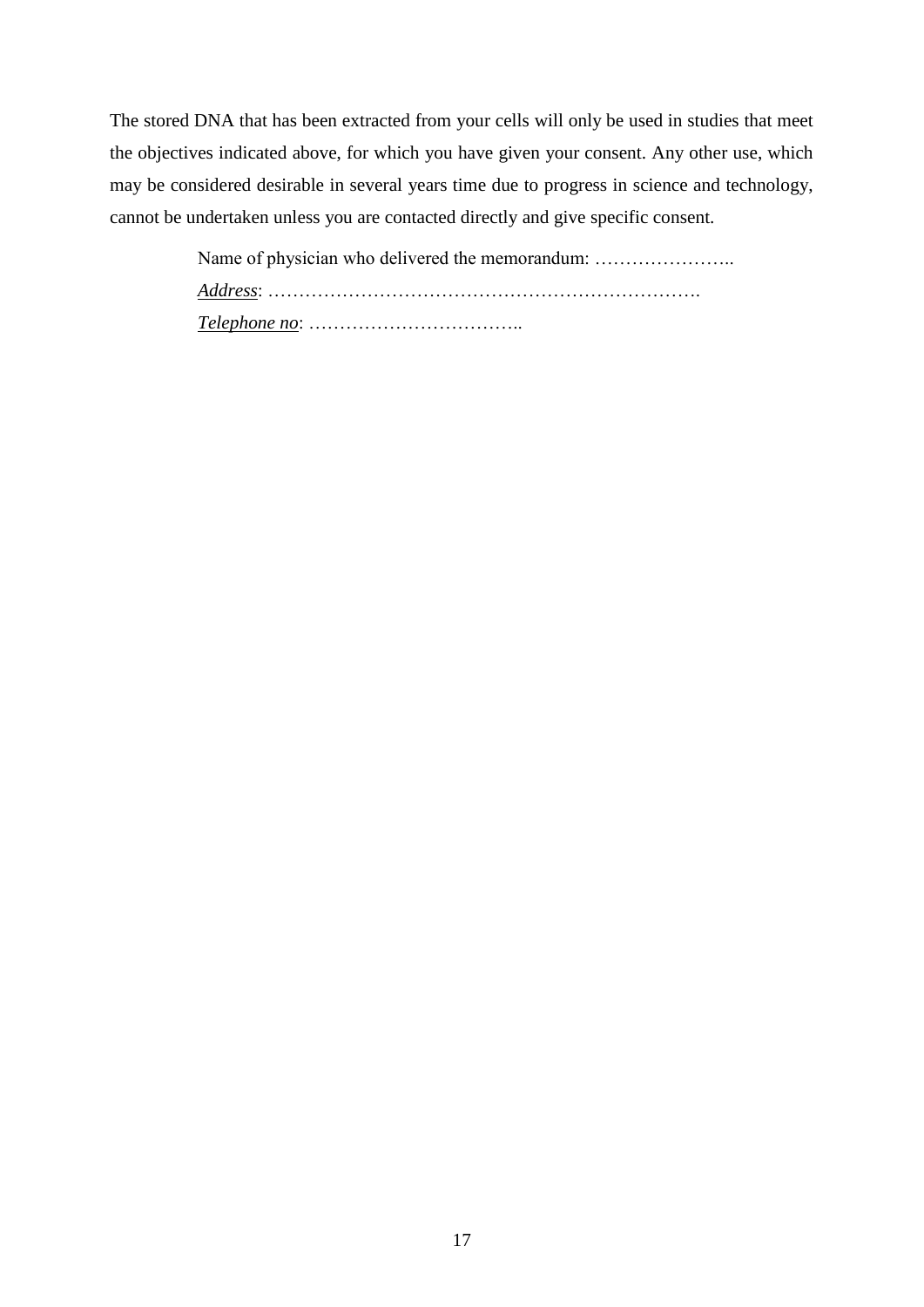The stored DNA that has been extracted from your cells will only be used in studies that meet the objectives indicated above, for which you have given your consent. Any other use, which may be considered desirable in several years time due to progress in science and technology, cannot be undertaken unless you are contacted directly and give specific consent.

Name of physician who delivered the memorandum: …………………..

*Address*: ……………………………………………………………….

*Telephone no*: ……………………………..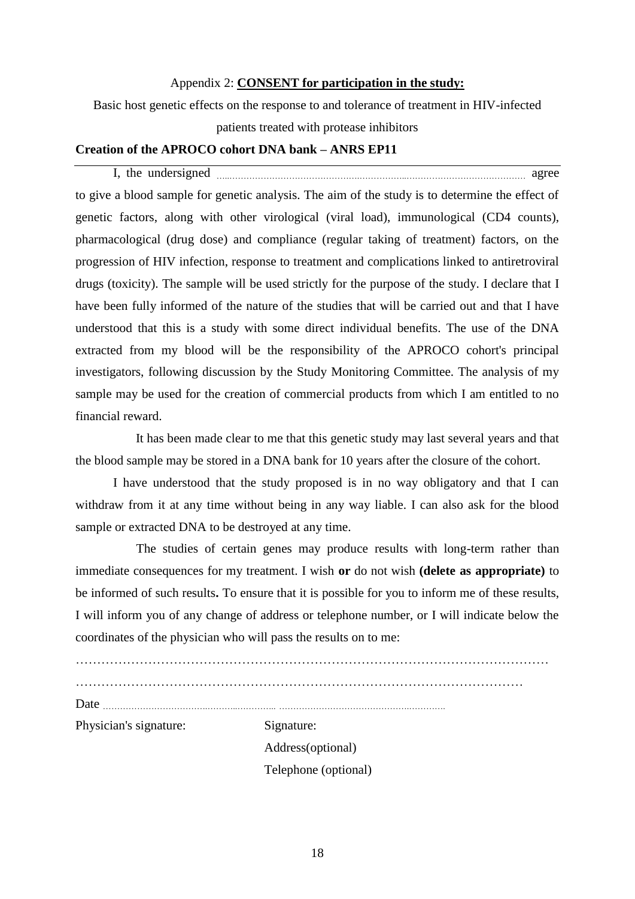Appendix 2: **CONSENT for participation in the study:**

Basic host genetic effects on the response to and tolerance of treatment in HIV-infected patients treated with protease inhibitors

**Creation of the APROCO cohort DNA bank – ANRS EP11**

---

I, the undersigned ........................................................................................................... agree to give a blood sample for genetic analysis. The aim of the study is to determine the effect of genetic factors, along with other virological (viral load), immunological (CD4 counts), pharmacological (drug dose) and compliance (regular taking of treatment) factors, on the progression of HIV infection, response to treatment and complications linked to antiretroviral drugs (toxicity). The sample will be used strictly for the purpose of the study. I declare that I have been fully informed of the nature of the studies that will be carried out and that I have understood that this is a study with some direct individual benefits. The use of the DNA extracted from my blood will be the responsibility of the APROCO cohort's principal investigators, following discussion by the Study Monitoring Committee. The analysis of my sample may be used for the creation of commercial products from which I am entitled to no financial reward.

It has been made clear to me that this genetic study may last several years and that the blood sample may be stored in a DNA bank for 10 years after the closure of the cohort.

I have understood that the study proposed is in no way obligatory and that I can withdraw from it at any time without being in any way liable. I can also ask for the blood sample or extracted DNA to be destroyed at any time.

The studies of certain genes may produce results with long-term rather than immediate consequences for my treatment. I wish **or** do not wish **(delete as appropriate)** to be informed of such results**.** To ensure that it is possible for you to inform me of these results, I will inform you of any change of address or telephone number, or I will indicate below the coordinates of the physician who will pass the results on to me:

…………………………………………………………………………………………………

………………………………………………………………………………………………

Date ..................................................................... ..........................................................

Physician's signature:

Signature:

Address(optional)

Telephone (optional)